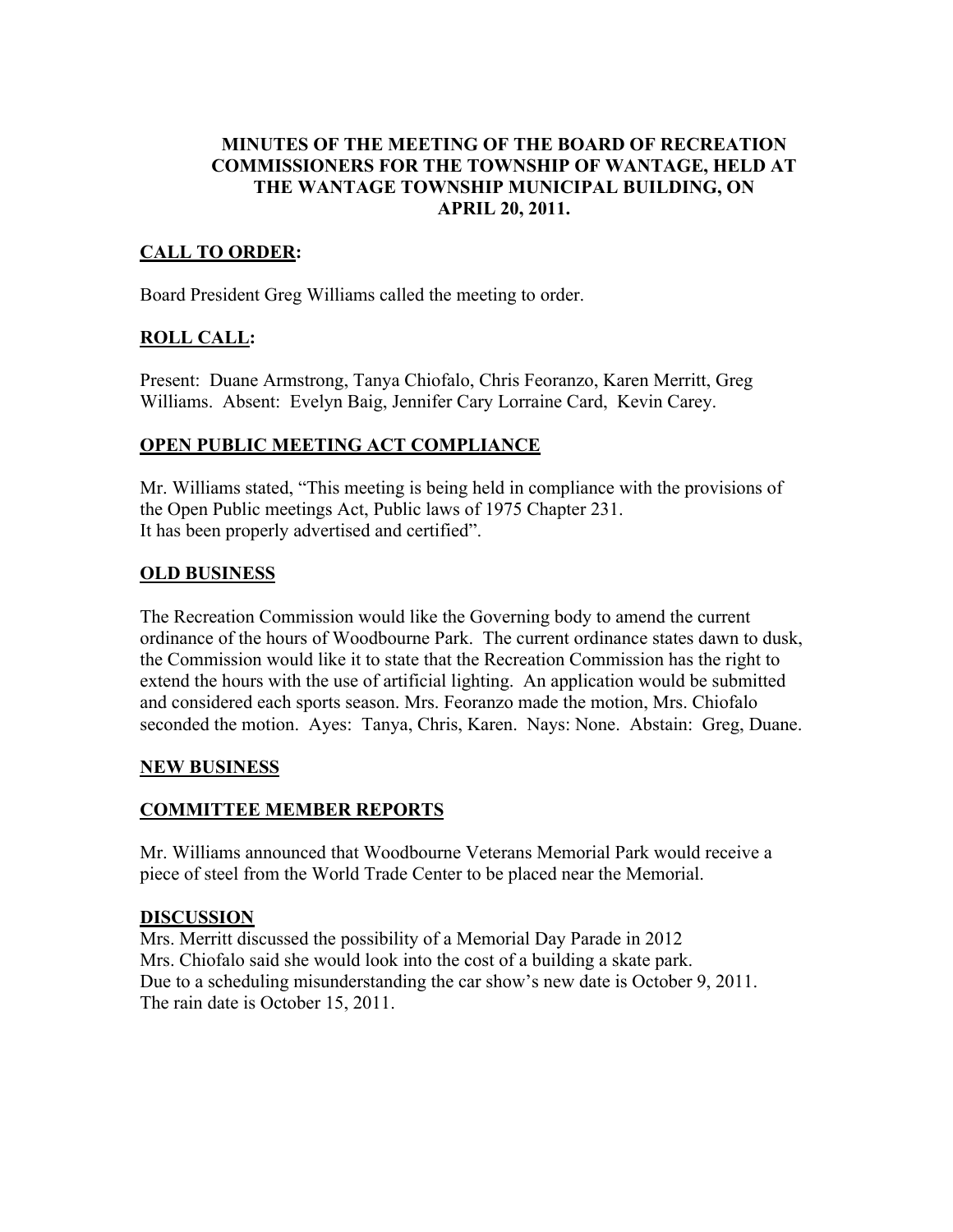# MINUTES OF THE MEETING OF THE BOARD OF RECREATION COMMISSIONERS FOR THE TOWNSHIP OF WANTAGE, HELD AT THE WANTAGE TOWNSHIP MUNICIPAL BUILDING, ON APRIL 20, 2011.

## CALL TO ORDER:

Board President Greg Williams called the meeting to order.

## ROLL CALL:

Present: Duane Armstrong, Tanya Chiofalo, Chris Feoranzo, Karen Merritt, Greg Williams. Absent: Evelyn Baig, Jennifer Cary Lorraine Card, Kevin Carey.

## OPEN PUBLIC MEETING ACT COMPLIANCE

Mr. Williams stated, "This meeting is being held in compliance with the provisions of the Open Public meetings Act, Public laws of 1975 Chapter 231.
It has been properly advertised and certified".

## OLD BUSINESS

The Recreation Commission would like the Governing body to amend the current ordinance of the hours of Woodbourne Park. The current ordinance states dawn to dusk, the Commission would like it to state that the Recreation Commission has the right to extend the hours with the use of artificial lighting. An application would be submitted and considered each sports season. Mrs. Feoranzo made the motion, Mrs. Chiofalo seconded the motion. Ayes: Tanya, Chris, Karen. Nays: None. Abstain: Greg, Duane.

## NEW BUSINESS

## COMMITTEE MEMBER REPORTS

Mr. Williams announced that Woodbourne Veterans Memorial Park would receive a piece of steel from the World Trade Center to be placed near the Memorial.

## DISCUSSION

Mrs. Merritt discussed the possibility of a Memorial Day Parade in 2012
Mrs. Chiofalo said she would look into the cost of a building a skate park.
Due to a scheduling misunderstanding the car show's new date is October 9, 2011.
The rain date is October 15, 2011.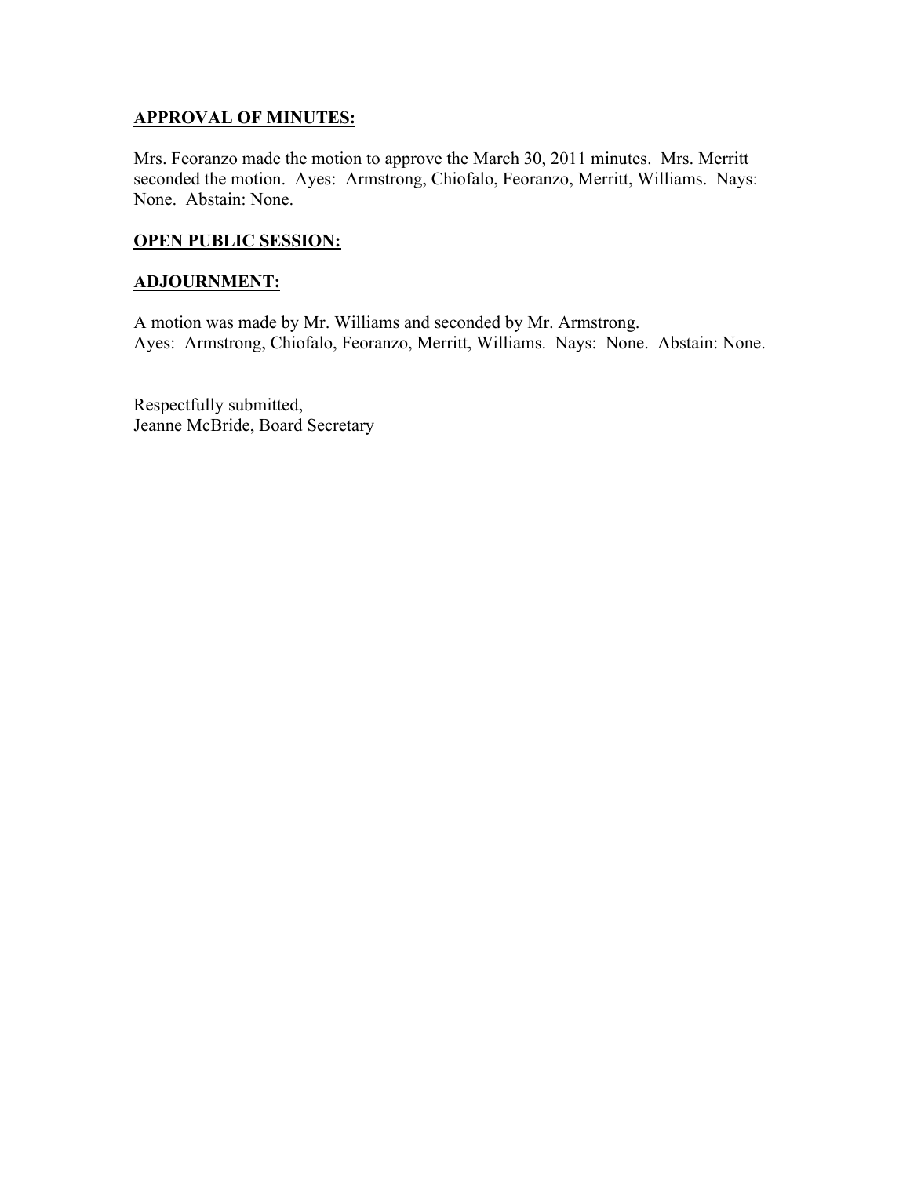**APPROVAL OF MINUTES:**

Mrs. Feoranzo made the motion to approve the March 30, 2011 minutes. Mrs. Merritt seconded the motion. Ayes: Armstrong, Chiofalo, Feoranzo, Merritt, Williams. Nays: None. Abstain: None.

**OPEN PUBLIC SESSION:**

**ADJOURNMENT:**

A motion was made by Mr. Williams and seconded by Mr. Armstrong.
Ayes: Armstrong, Chiofalo, Feoranzo, Merritt, Williams. Nays: None. Abstain: None.

Respectfully submitted,
Jeanne McBride, Board Secretary